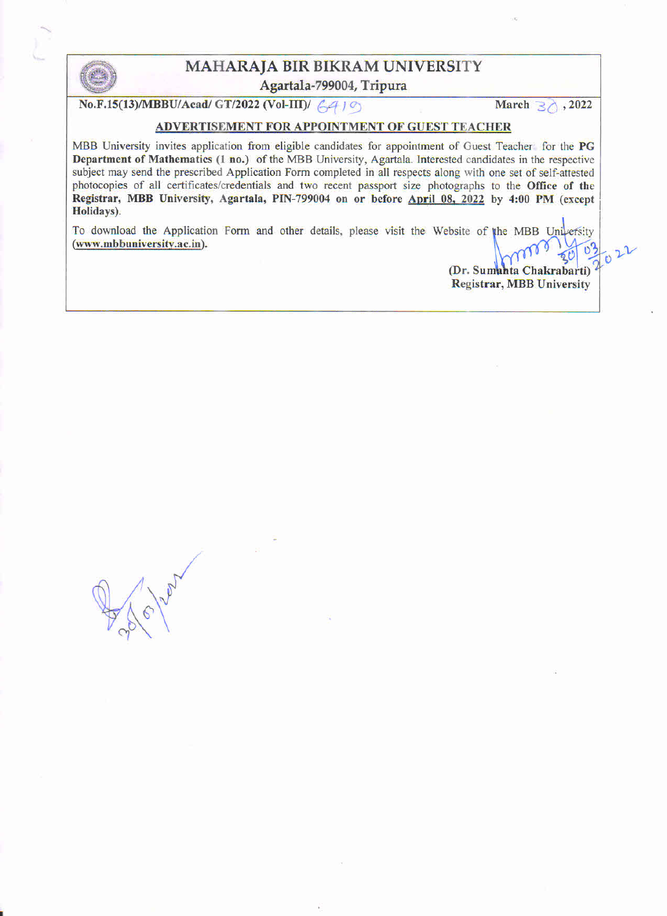# MAHARAJA BIR BIKRAM UNIVERSITY

**Agartala-799004, Tripura**

**No.F.15(13)/MBBU/Acad/ GT/2022 (Vol-III)/ 6419** **March 30, 2022**

## ADVERTISEMENT FOR APPOINTMENT OF GUEST TEACHER

MBB University invites application from eligible candidates for appointment of Guest Teacher for the **PG Department of Mathematics (1 no.)** of the MBB University, Agartala. Interested candidates in the respective subject may send the prescribed Application Form completed in all respects along with one set of self-attested photocopies of all certificates/credentials and two recent passport size photographs to the **Office of the Registrar, MBB University, Agartala, PIN-799004 on or before April 08, 2022 by 4:00 PM (except Holidays)**.

To download the Application Form and other details, please visit the Website of the MBB University **(www.mbbuniversity.ac.in)**.

30/03/2022

**(Dr. Sumanta Chakrabarti)**
**Registrar, MBB University**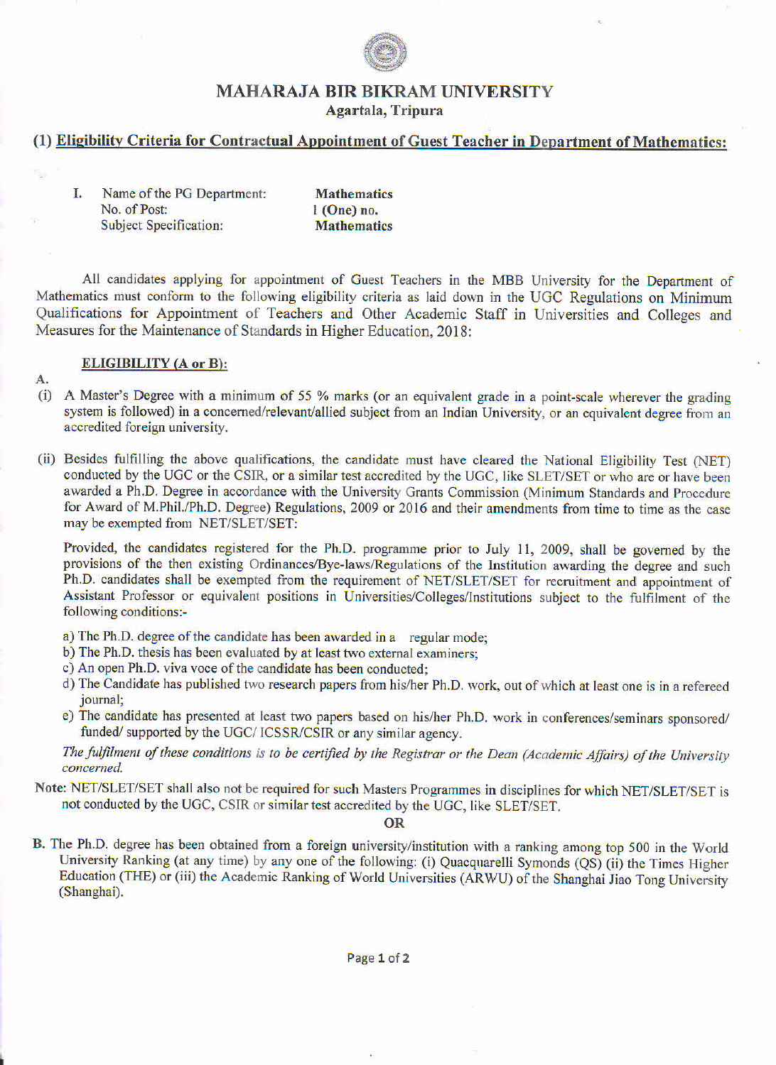# MAHARAJA BIR BIKRAM UNIVERSITY

**Agartala, Tripura**

## (1) Eligibility Criteria for Contractual Appointment of Guest Teacher in Department of Mathematics:

I. Name of the PG Department: **Mathematics**
No. of Post: **1 (One) no.**
Subject Specification: **Mathematics**

All candidates applying for appointment of Guest Teachers in the MBB University for the Department of Mathematics must conform to the following eligibility criteria as laid down in the UGC Regulations on Minimum Qualifications for Appointment of Teachers and Other Academic Staff in Universities and Colleges and Measures for the Maintenance of Standards in Higher Education, 2018:

**ELIGIBILITY (A or B):**

A.

(i) A Master's Degree with a minimum of 55 % marks (or an equivalent grade in a point-scale wherever the grading system is followed) in a concerned/relevant/allied subject from an Indian University, or an equivalent degree from an accredited foreign university.

(ii) Besides fulfilling the above qualifications, the candidate must have cleared the National Eligibility Test (NET) conducted by the UGC or the CSIR, or a similar test accredited by the UGC, like SLET/SET or who are or have been awarded a Ph.D. Degree in accordance with the University Grants Commission (Minimum Standards and Procedure for Award of M.Phil./Ph.D. Degree) Regulations, 2009 or 2016 and their amendments from time to time as the case may be exempted from NET/SLET/SET:

Provided, the candidates registered for the Ph.D. programme prior to July 11, 2009, shall be governed by the provisions of the then existing Ordinances/Bye-laws/Regulations of the Institution awarding the degree and such Ph.D. candidates shall be exempted from the requirement of NET/SLET/SET for recruitment and appointment of Assistant Professor or equivalent positions in Universities/Colleges/Institutions subject to the fulfilment of the following conditions:-

a) The Ph.D. degree of the candidate has been awarded in a regular mode;
b) The Ph.D. thesis has been evaluated by at least two external examiners;
c) An open Ph.D. viva voce of the candidate has been conducted;
d) The Candidate has published two research papers from his/her Ph.D. work, out of which at least one is in a refereed journal;
e) The candidate has presented at least two papers based on his/her Ph.D. work in conferences/seminars sponsored/ funded/ supported by the UGC/ ICSSR/CSIR or any similar agency.

*The fulfilment of these conditions is to be certified by the Registrar or the Dean (Academic Affairs) of the University concerned.*

Note: NET/SLET/SET shall also not be required for such Masters Programmes in disciplines for which NET/SLET/SET is not conducted by the UGC, CSIR or similar test accredited by the UGC, like SLET/SET.

**OR**

B. The Ph.D. degree has been obtained from a foreign university/institution with a ranking among top 500 in the World University Ranking (at any time) by any one of the following: (i) Quacquarelli Symonds (QS) (ii) the Times Higher Education (THE) or (iii) the Academic Ranking of World Universities (ARWU) of the Shanghai Jiao Tong University (Shanghai).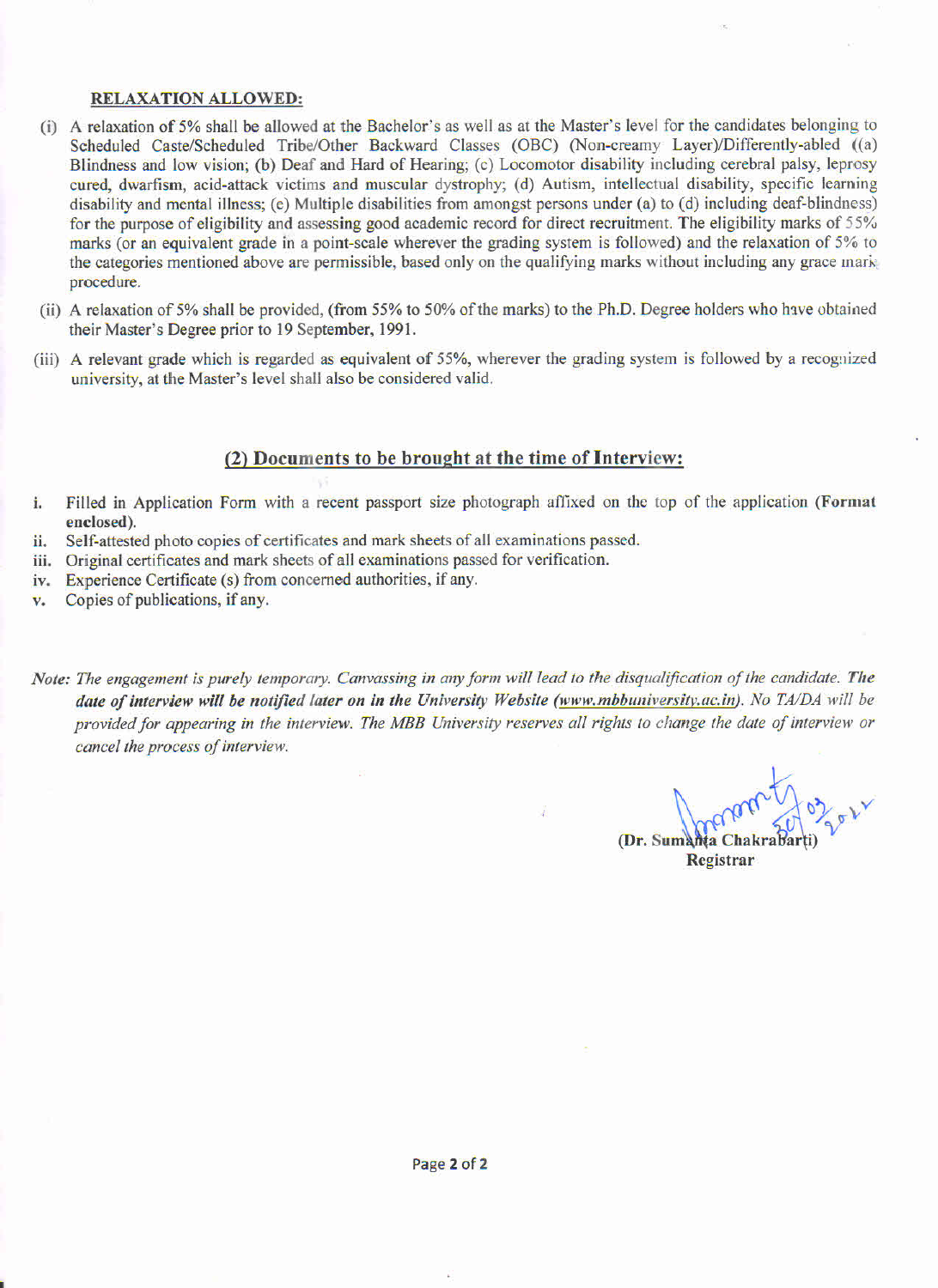**RELAXATION ALLOWED:**

(i) A relaxation of 5% shall be allowed at the Bachelor's as well as at the Master's level for the candidates belonging to Scheduled Caste/Scheduled Tribe/Other Backward Classes (OBC) (Non-creamy Layer)/Differently-abled ((a) Blindness and low vision; (b) Deaf and Hard of Hearing; (c) Locomotor disability including cerebral palsy, leprosy cured, dwarfism, acid-attack victims and muscular dystrophy; (d) Autism, intellectual disability, specific learning disability and mental illness; (e) Multiple disabilities from amongst persons under (a) to (d) including deaf-blindness) for the purpose of eligibility and assessing good academic record for direct recruitment. The eligibility marks of 55% marks (or an equivalent grade in a point-scale wherever the grading system is followed) and the relaxation of 5% to the categories mentioned above are permissible, based only on the qualifying marks without including any grace mark procedure.

(ii) A relaxation of 5% shall be provided, (from 55% to 50% of the marks) to the Ph.D. Degree holders who have obtained their Master's Degree prior to 19 September, 1991.

(iii) A relevant grade which is regarded as equivalent of 55%, wherever the grading system is followed by a recognized university, at the Master's level shall also be considered valid.

## (2) Documents to be brought at the time of Interview:

i. Filled in Application Form with a recent passport size photograph affixed on the top of the application **(Format enclosed)**.
ii. Self-attested photo copies of certificates and mark sheets of all examinations passed.
iii. Original certificates and mark sheets of all examinations passed for verification.
iv. Experience Certificate (s) from concerned authorities, if any.
v. Copies of publications, if any.

*Note: The engagement is purely temporary. Canvassing in any form will lead to the disqualification of the candidate.* ***The date of interview will be notified later on in the University Website (www.mbbuniversity.ac.in).*** *No TA/DA will be provided for appearing in the interview. The MBB University reserves all rights to change the date of interview or cancel the process of interview.*

30/03/2022

**(Dr. Sumanta Chakrabarti)**
**Registrar**